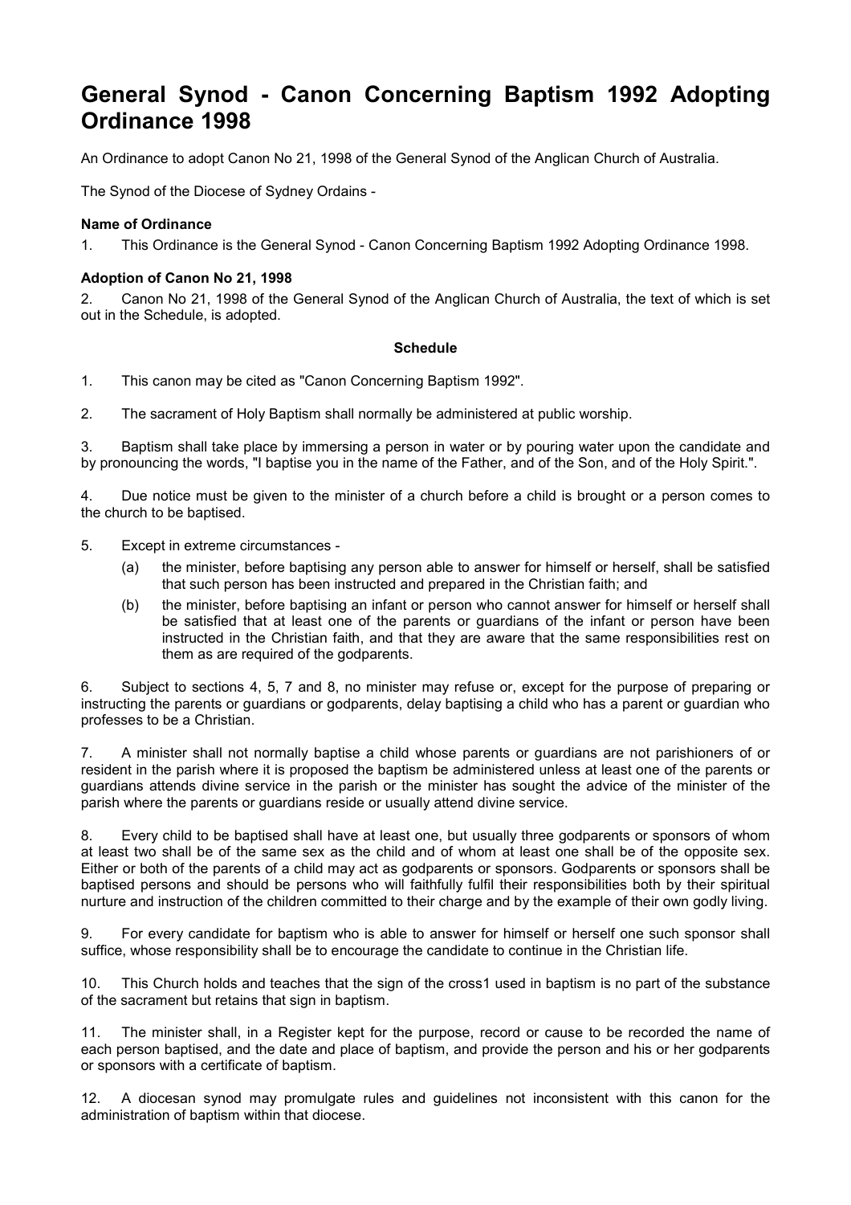# General Synod - Canon Concerning Baptism 1992 Adopting Ordinance 1998

An Ordinance to adopt Canon No 21, 1998 of the General Synod of the Anglican Church of Australia.

The Synod of the Diocese of Sydney Ordains -

### Name of Ordinance

1. This Ordinance is the General Synod - Canon Concerning Baptism 1992 Adopting Ordinance 1998.

### Adoption of Canon No 21, 1998

2. Canon No 21, 1998 of the General Synod of the Anglican Church of Australia, the text of which is set out in the Schedule, is adopted.

### Schedule

1. This canon may be cited as "Canon Concerning Baptism 1992".

2. The sacrament of Holy Baptism shall normally be administered at public worship.

3. Baptism shall take place by immersing a person in water or by pouring water upon the candidate and by pronouncing the words, "I baptise you in the name of the Father, and of the Son, and of the Holy Spirit.".

4. Due notice must be given to the minister of a church before a child is brought or a person comes to the church to be baptised.

5. Except in extreme circumstances -
   (a) the minister, before baptising any person able to answer for himself or herself, shall be satisfied that such person has been instructed and prepared in the Christian faith; and
   (b) the minister, before baptising an infant or person who cannot answer for himself or herself shall be satisfied that at least one of the parents or guardians of the infant or person have been instructed in the Christian faith, and that they are aware that the same responsibilities rest on them as are required of the godparents.

6. Subject to sections 4, 5, 7 and 8, no minister may refuse or, except for the purpose of preparing or instructing the parents or guardians or godparents, delay baptising a child who has a parent or guardian who professes to be a Christian.

7. A minister shall not normally baptise a child whose parents or guardians are not parishioners of or resident in the parish where it is proposed the baptism be administered unless at least one of the parents or guardians attends divine service in the parish or the minister has sought the advice of the minister of the parish where the parents or guardians reside or usually attend divine service.

8. Every child to be baptised shall have at least one, but usually three godparents or sponsors of whom at least two shall be of the same sex as the child and of whom at least one shall be of the opposite sex. Either or both of the parents of a child may act as godparents or sponsors. Godparents or sponsors shall be baptised persons and should be persons who will faithfully fulfil their responsibilities both by their spiritual nurture and instruction of the children committed to their charge and by the example of their own godly living.

9. For every candidate for baptism who is able to answer for himself or herself one such sponsor shall suffice, whose responsibility shall be to encourage the candidate to continue in the Christian life.

10. This Church holds and teaches that the sign of the cross[1] used in baptism is no part of the substance of the sacrament but retains that sign in baptism.

11. The minister shall, in a Register kept for the purpose, record or cause to be recorded the name of each person baptised, and the date and place of baptism, and provide the person and his or her godparents or sponsors with a certificate of baptism.

12. A diocesan synod may promulgate rules and guidelines not inconsistent with this canon for the administration of baptism within that diocese.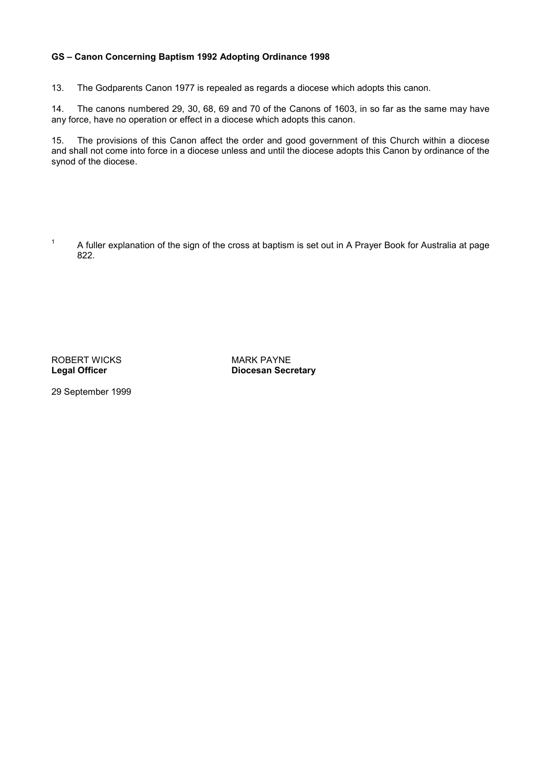**GS – Canon Concerning Baptism 1992 Adopting Ordinance 1998**

13. The Godparents Canon 1977 is repealed as regards a diocese which adopts this canon.

14. The canons numbered 29, 30, 68, 69 and 70 of the Canons of 1603, in so far as the same may have any force, have no operation or effect in a diocese which adopts this canon.

15. The provisions of this Canon affect the order and good government of this Church within a diocese and shall not come into force in a diocese unless and until the diocese adopts this Canon by ordinance of the synod of the diocese.

[1] A fuller explanation of the sign of the cross at baptism is set out in A Prayer Book for Australia at page 822.

ROBERT WICKS
**Legal Officer**

MARK PAYNE
**Diocesan Secretary**

29 September 1999